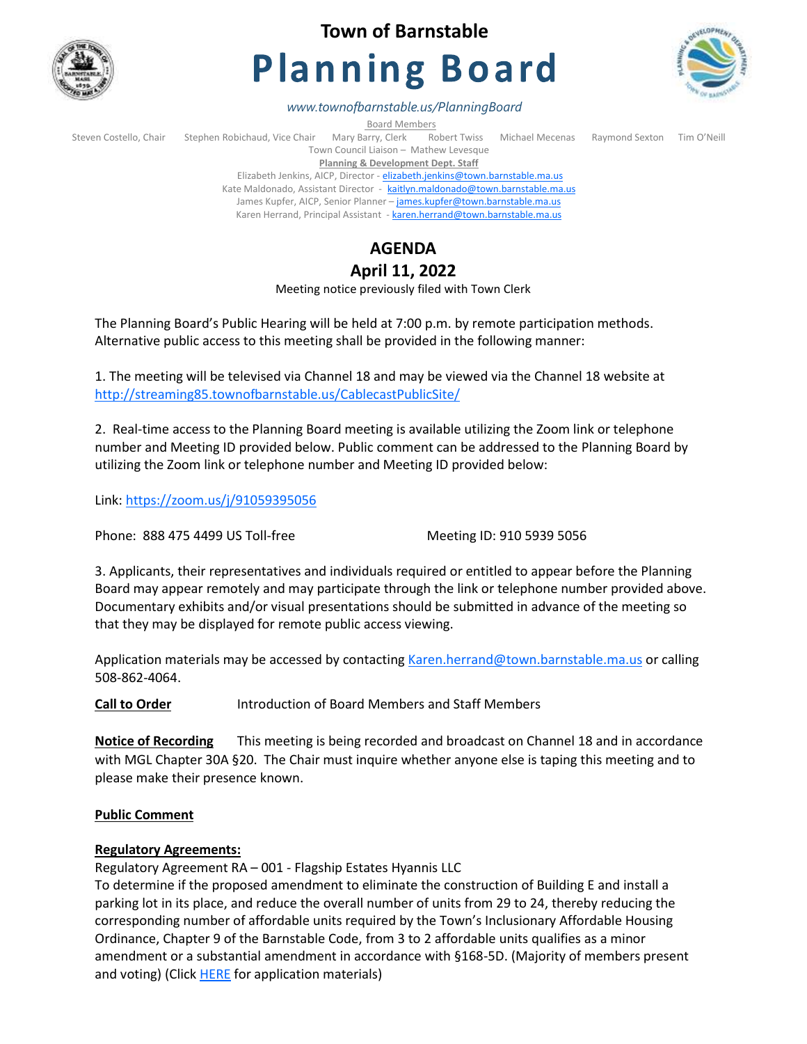# Town of Barnstable

# Planning Board

*www.townofbarnstable.us/PlanningBoard*

Board Members

Steven Costello, Chair  Stephen Robichaud, Vice Chair  Mary Barry, Clerk  Robert Twiss  Michael Mecenas  Raymond Sexton  Tim O'Neill

Town Council Liaison – Mathew Levesque

**Planning & Development Dept. Staff**

Elizabeth Jenkins, AICP, Director - elizabeth.jenkins@town.barnstable.ma.us

Kate Maldonado, Assistant Director - kaitlyn.maldonado@town.barnstable.ma.us

James Kupfer, AICP, Senior Planner – james.kupfer@town.barnstable.ma.us

Karen Herrand, Principal Assistant - karen.herrand@town.barnstable.ma.us

## AGENDA

## April 11, 2022

Meeting notice previously filed with Town Clerk

The Planning Board's Public Hearing will be held at 7:00 p.m. by remote participation methods. Alternative public access to this meeting shall be provided in the following manner:

1. The meeting will be televised via Channel 18 and may be viewed via the Channel 18 website at http://streaming85.townofbarnstable.us/CablecastPublicSite/

2. Real-time access to the Planning Board meeting is available utilizing the Zoom link or telephone number and Meeting ID provided below. Public comment can be addressed to the Planning Board by utilizing the Zoom link or telephone number and Meeting ID provided below:

Link: https://zoom.us/j/91059395056

Phone: 888 475 4499 US Toll-free  Meeting ID: 910 5939 5056

3. Applicants, their representatives and individuals required or entitled to appear before the Planning Board may appear remotely and may participate through the link or telephone number provided above. Documentary exhibits and/or visual presentations should be submitted in advance of the meeting so that they may be displayed for remote public access viewing.

Application materials may be accessed by contacting Karen.herrand@town.barnstable.ma.us or calling 508-862-4064.

**Call to Order**  Introduction of Board Members and Staff Members

**Notice of Recording**  This meeting is being recorded and broadcast on Channel 18 and in accordance with MGL Chapter 30A §20. The Chair must inquire whether anyone else is taping this meeting and to please make their presence known.

**Public Comment**

**Regulatory Agreements:**

Regulatory Agreement RA – 001 - Flagship Estates Hyannis LLC

To determine if the proposed amendment to eliminate the construction of Building E and install a parking lot in its place, and reduce the overall number of units from 29 to 24, thereby reducing the corresponding number of affordable units required by the Town's Inclusionary Affordable Housing Ordinance, Chapter 9 of the Barnstable Code, from 3 to 2 affordable units qualifies as a minor amendment or a substantial amendment in accordance with §168-5D. (Majority of members present and voting) (Click HERE for application materials)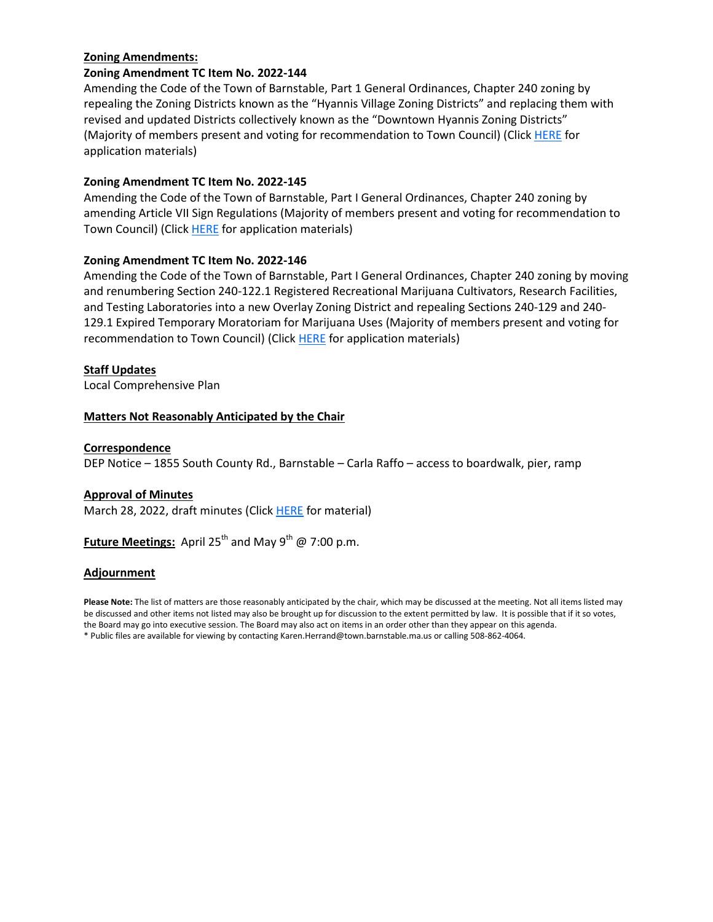**Zoning Amendments:**

**Zoning Amendment TC Item No. 2022-144**

Amending the Code of the Town of Barnstable, Part 1 General Ordinances, Chapter 240 zoning by repealing the Zoning Districts known as the "Hyannis Village Zoning Districts" and replacing them with revised and updated Districts collectively known as the "Downtown Hyannis Zoning Districts" (Majority of members present and voting for recommendation to Town Council) (Click HERE for application materials)

**Zoning Amendment TC Item No. 2022-145**

Amending the Code of the Town of Barnstable, Part I General Ordinances, Chapter 240 zoning by amending Article VII Sign Regulations (Majority of members present and voting for recommendation to Town Council) (Click HERE for application materials)

**Zoning Amendment TC Item No. 2022-146**

Amending the Code of the Town of Barnstable, Part I General Ordinances, Chapter 240 zoning by moving and renumbering Section 240-122.1 Registered Recreational Marijuana Cultivators, Research Facilities, and Testing Laboratories into a new Overlay Zoning District and repealing Sections 240-129 and 240-129.1 Expired Temporary Moratoriam for Marijuana Uses (Majority of members present and voting for recommendation to Town Council) (Click HERE for application materials)

**Staff Updates**

Local Comprehensive Plan

**Matters Not Reasonably Anticipated by the Chair**

**Correspondence**

DEP Notice – 1855 South County Rd., Barnstable – Carla Raffo – access to boardwalk, pier, ramp

**Approval of Minutes**

March 28, 2022, draft minutes (Click HERE for material)

**Future Meetings:** April 25th and May 9th @ 7:00 p.m.

**Adjournment**

**Please Note:** The list of matters are those reasonably anticipated by the chair, which may be discussed at the meeting. Not all items listed may be discussed and other items not listed may also be brought up for discussion to the extent permitted by law. It is possible that if it so votes, the Board may go into executive session. The Board may also act on items in an order other than they appear on this agenda.

* Public files are available for viewing by contacting Karen.Herrand@town.barnstable.ma.us or calling 508-862-4064.